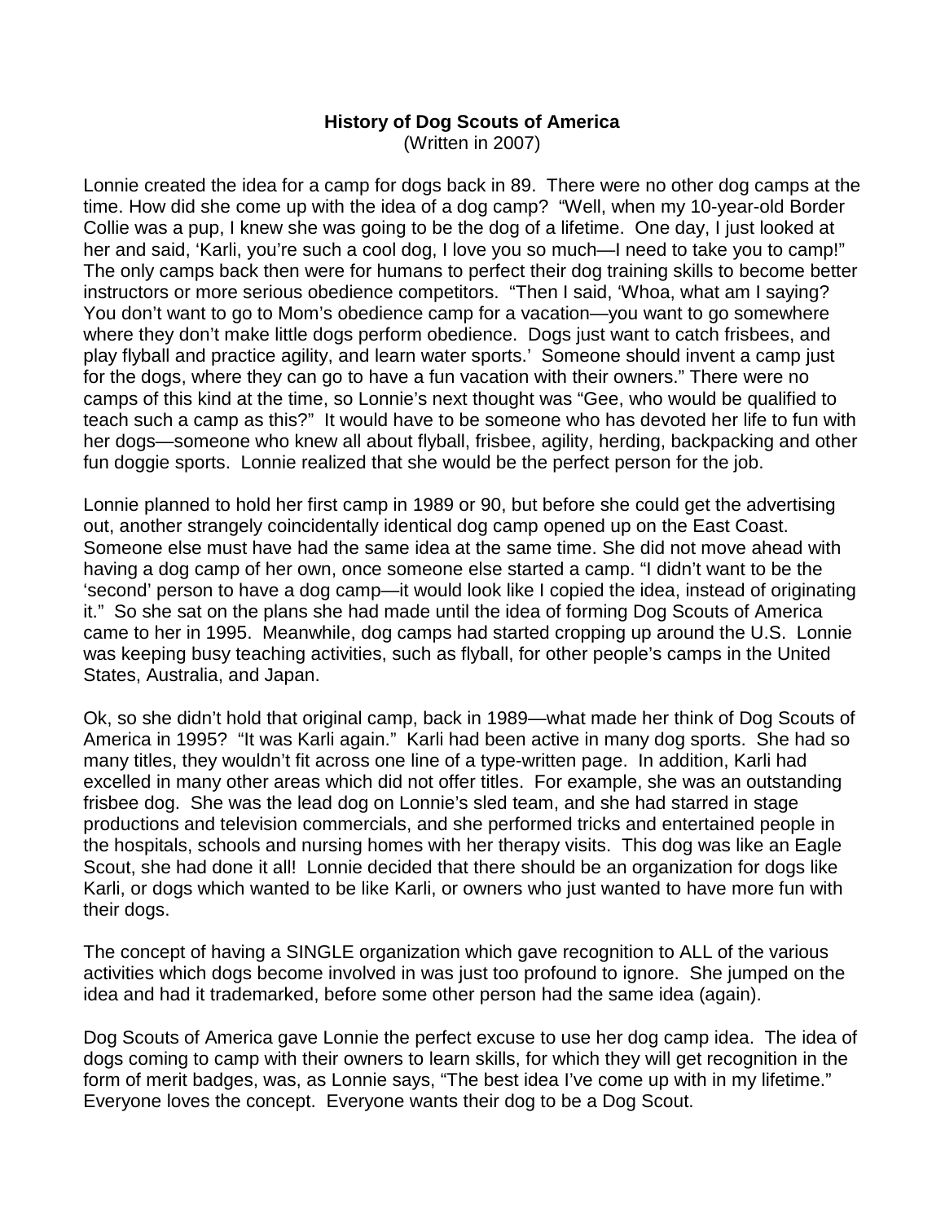# History of Dog Scouts of America

(Written in 2007)

Lonnie created the idea for a camp for dogs back in 89. There were no other dog camps at the time. How did she come up with the idea of a dog camp? "Well, when my 10-year-old Border Collie was a pup, I knew she was going to be the dog of a lifetime. One day, I just looked at her and said, 'Karli, you're such a cool dog, I love you so much—I need to take you to camp!" The only camps back then were for humans to perfect their dog training skills to become better instructors or more serious obedience competitors. "Then I said, 'Whoa, what am I saying? You don't want to go to Mom's obedience camp for a vacation—you want to go somewhere where they don't make little dogs perform obedience. Dogs just want to catch frisbees, and play flyball and practice agility, and learn water sports.' Someone should invent a camp just for the dogs, where they can go to have a fun vacation with their owners." There were no camps of this kind at the time, so Lonnie's next thought was "Gee, who would be qualified to teach such a camp as this?" It would have to be someone who has devoted her life to fun with her dogs—someone who knew all about flyball, frisbee, agility, herding, backpacking and other fun doggie sports. Lonnie realized that she would be the perfect person for the job.

Lonnie planned to hold her first camp in 1989 or 90, but before she could get the advertising out, another strangely coincidentally identical dog camp opened up on the East Coast. Someone else must have had the same idea at the same time. She did not move ahead with having a dog camp of her own, once someone else started a camp. "I didn't want to be the 'second' person to have a dog camp—it would look like I copied the idea, instead of originating it." So she sat on the plans she had made until the idea of forming Dog Scouts of America came to her in 1995. Meanwhile, dog camps had started cropping up around the U.S. Lonnie was keeping busy teaching activities, such as flyball, for other people's camps in the United States, Australia, and Japan.

Ok, so she didn't hold that original camp, back in 1989—what made her think of Dog Scouts of America in 1995? "It was Karli again." Karli had been active in many dog sports. She had so many titles, they wouldn't fit across one line of a type-written page. In addition, Karli had excelled in many other areas which did not offer titles. For example, she was an outstanding frisbee dog. She was the lead dog on Lonnie's sled team, and she had starred in stage productions and television commercials, and she performed tricks and entertained people in the hospitals, schools and nursing homes with her therapy visits. This dog was like an Eagle Scout, she had done it all! Lonnie decided that there should be an organization for dogs like Karli, or dogs which wanted to be like Karli, or owners who just wanted to have more fun with their dogs.

The concept of having a SINGLE organization which gave recognition to ALL of the various activities which dogs become involved in was just too profound to ignore. She jumped on the idea and had it trademarked, before some other person had the same idea (again).

Dog Scouts of America gave Lonnie the perfect excuse to use her dog camp idea. The idea of dogs coming to camp with their owners to learn skills, for which they will get recognition in the form of merit badges, was, as Lonnie says, "The best idea I've come up with in my lifetime." Everyone loves the concept. Everyone wants their dog to be a Dog Scout.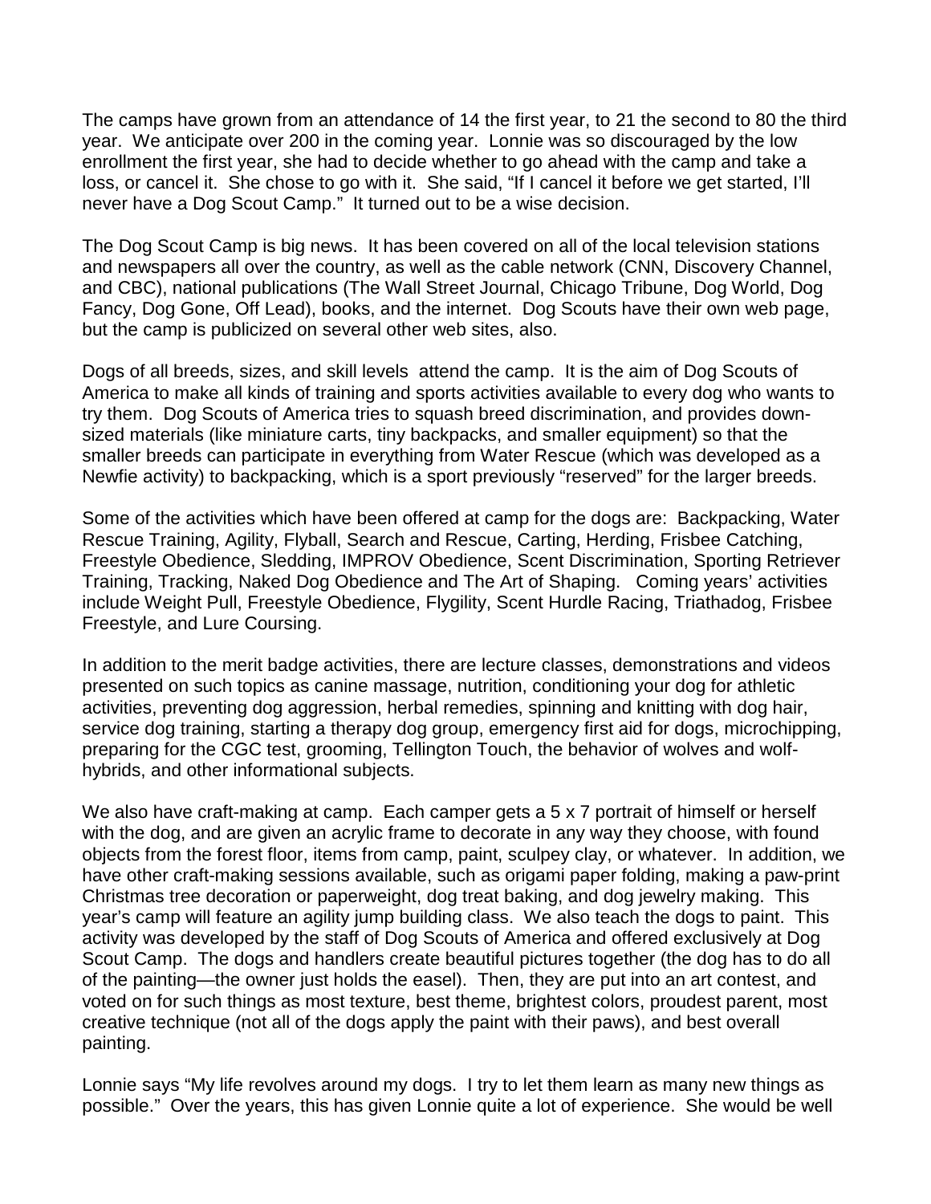The camps have grown from an attendance of 14 the first year, to 21 the second to 80 the third year. We anticipate over 200 in the coming year. Lonnie was so discouraged by the low enrollment the first year, she had to decide whether to go ahead with the camp and take a loss, or cancel it. She chose to go with it. She said, "If I cancel it before we get started, I'll never have a Dog Scout Camp." It turned out to be a wise decision.

The Dog Scout Camp is big news. It has been covered on all of the local television stations and newspapers all over the country, as well as the cable network (CNN, Discovery Channel, and CBC), national publications (The Wall Street Journal, Chicago Tribune, Dog World, Dog Fancy, Dog Gone, Off Lead), books, and the internet. Dog Scouts have their own web page, but the camp is publicized on several other web sites, also.

Dogs of all breeds, sizes, and skill levels attend the camp. It is the aim of Dog Scouts of America to make all kinds of training and sports activities available to every dog who wants to try them. Dog Scouts of America tries to squash breed discrimination, and provides down-sized materials (like miniature carts, tiny backpacks, and smaller equipment) so that the smaller breeds can participate in everything from Water Rescue (which was developed as a Newfie activity) to backpacking, which is a sport previously "reserved" for the larger breeds.

Some of the activities which have been offered at camp for the dogs are: Backpacking, Water Rescue Training, Agility, Flyball, Search and Rescue, Carting, Herding, Frisbee Catching, Freestyle Obedience, Sledding, IMPROV Obedience, Scent Discrimination, Sporting Retriever Training, Tracking, Naked Dog Obedience and The Art of Shaping. Coming years' activities include Weight Pull, Freestyle Obedience, Flygility, Scent Hurdle Racing, Triathadog, Frisbee Freestyle, and Lure Coursing.

In addition to the merit badge activities, there are lecture classes, demonstrations and videos presented on such topics as canine massage, nutrition, conditioning your dog for athletic activities, preventing dog aggression, herbal remedies, spinning and knitting with dog hair, service dog training, starting a therapy dog group, emergency first aid for dogs, microchipping, preparing for the CGC test, grooming, Tellington Touch, the behavior of wolves and wolf-hybrids, and other informational subjects.

We also have craft-making at camp. Each camper gets a 5 x 7 portrait of himself or herself with the dog, and are given an acrylic frame to decorate in any way they choose, with found objects from the forest floor, items from camp, paint, sculpey clay, or whatever. In addition, we have other craft-making sessions available, such as origami paper folding, making a paw-print Christmas tree decoration or paperweight, dog treat baking, and dog jewelry making. This year's camp will feature an agility jump building class. We also teach the dogs to paint. This activity was developed by the staff of Dog Scouts of America and offered exclusively at Dog Scout Camp. The dogs and handlers create beautiful pictures together (the dog has to do all of the painting—the owner just holds the easel). Then, they are put into an art contest, and voted on for such things as most texture, best theme, brightest colors, proudest parent, most creative technique (not all of the dogs apply the paint with their paws), and best overall painting.

Lonnie says "My life revolves around my dogs. I try to let them learn as many new things as possible." Over the years, this has given Lonnie quite a lot of experience. She would be well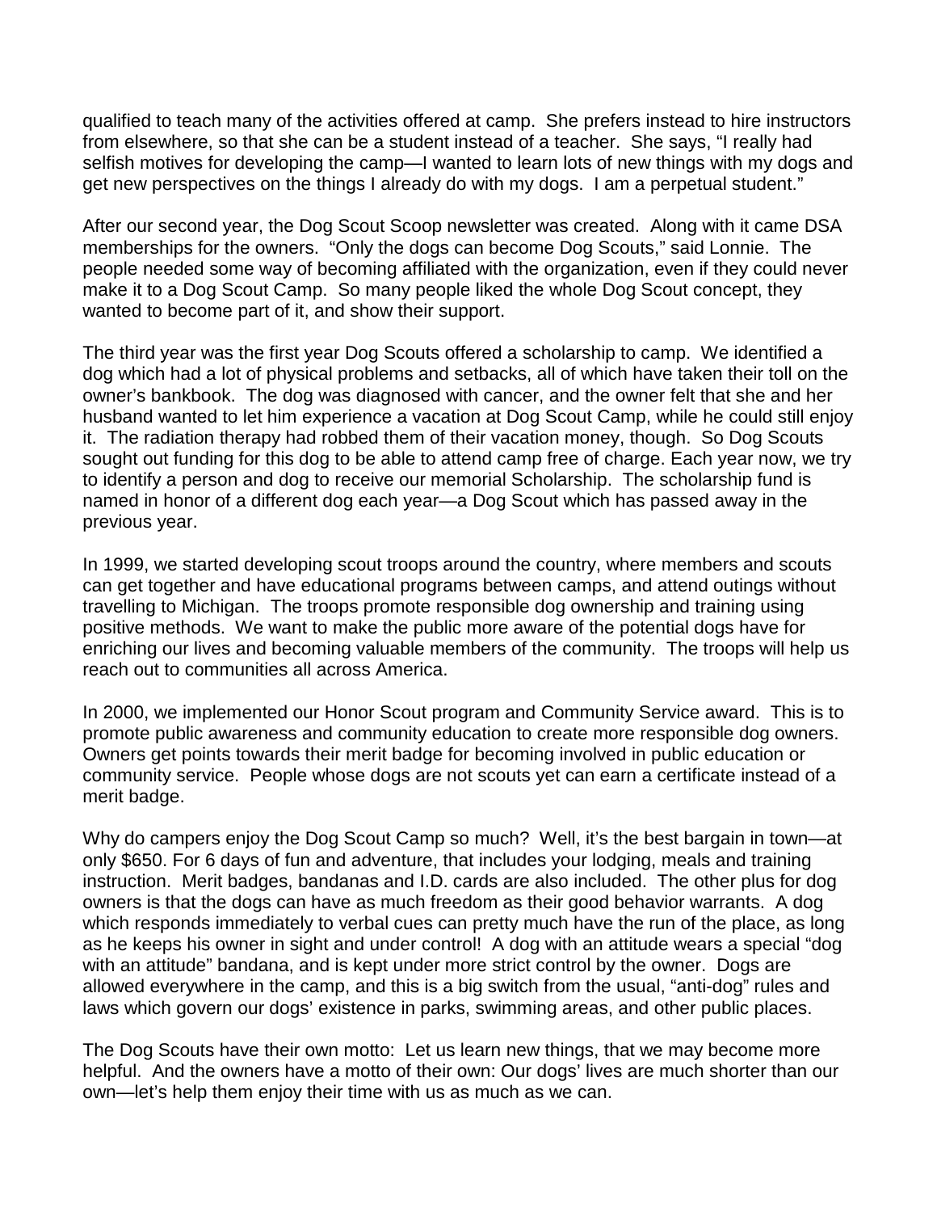qualified to teach many of the activities offered at camp. She prefers instead to hire instructors from elsewhere, so that she can be a student instead of a teacher. She says, "I really had selfish motives for developing the camp—I wanted to learn lots of new things with my dogs and get new perspectives on the things I already do with my dogs. I am a perpetual student."

After our second year, the Dog Scout Scoop newsletter was created. Along with it came DSA memberships for the owners. "Only the dogs can become Dog Scouts," said Lonnie. The people needed some way of becoming affiliated with the organization, even if they could never make it to a Dog Scout Camp. So many people liked the whole Dog Scout concept, they wanted to become part of it, and show their support.

The third year was the first year Dog Scouts offered a scholarship to camp. We identified a dog which had a lot of physical problems and setbacks, all of which have taken their toll on the owner's bankbook. The dog was diagnosed with cancer, and the owner felt that she and her husband wanted to let him experience a vacation at Dog Scout Camp, while he could still enjoy it. The radiation therapy had robbed them of their vacation money, though. So Dog Scouts sought out funding for this dog to be able to attend camp free of charge. Each year now, we try to identify a person and dog to receive our memorial Scholarship. The scholarship fund is named in honor of a different dog each year—a Dog Scout which has passed away in the previous year.

In 1999, we started developing scout troops around the country, where members and scouts can get together and have educational programs between camps, and attend outings without travelling to Michigan. The troops promote responsible dog ownership and training using positive methods. We want to make the public more aware of the potential dogs have for enriching our lives and becoming valuable members of the community. The troops will help us reach out to communities all across America.

In 2000, we implemented our Honor Scout program and Community Service award. This is to promote public awareness and community education to create more responsible dog owners. Owners get points towards their merit badge for becoming involved in public education or community service. People whose dogs are not scouts yet can earn a certificate instead of a merit badge.

Why do campers enjoy the Dog Scout Camp so much? Well, it's the best bargain in town—at only $650. For 6 days of fun and adventure, that includes your lodging, meals and training instruction. Merit badges, bandanas and I.D. cards are also included. The other plus for dog owners is that the dogs can have as much freedom as their good behavior warrants. A dog which responds immediately to verbal cues can pretty much have the run of the place, as long as he keeps his owner in sight and under control! A dog with an attitude wears a special "dog with an attitude" bandana, and is kept under more strict control by the owner. Dogs are allowed everywhere in the camp, and this is a big switch from the usual, "anti-dog" rules and laws which govern our dogs' existence in parks, swimming areas, and other public places.

The Dog Scouts have their own motto: Let us learn new things, that we may become more helpful. And the owners have a motto of their own: Our dogs' lives are much shorter than our own—let's help them enjoy their time with us as much as we can.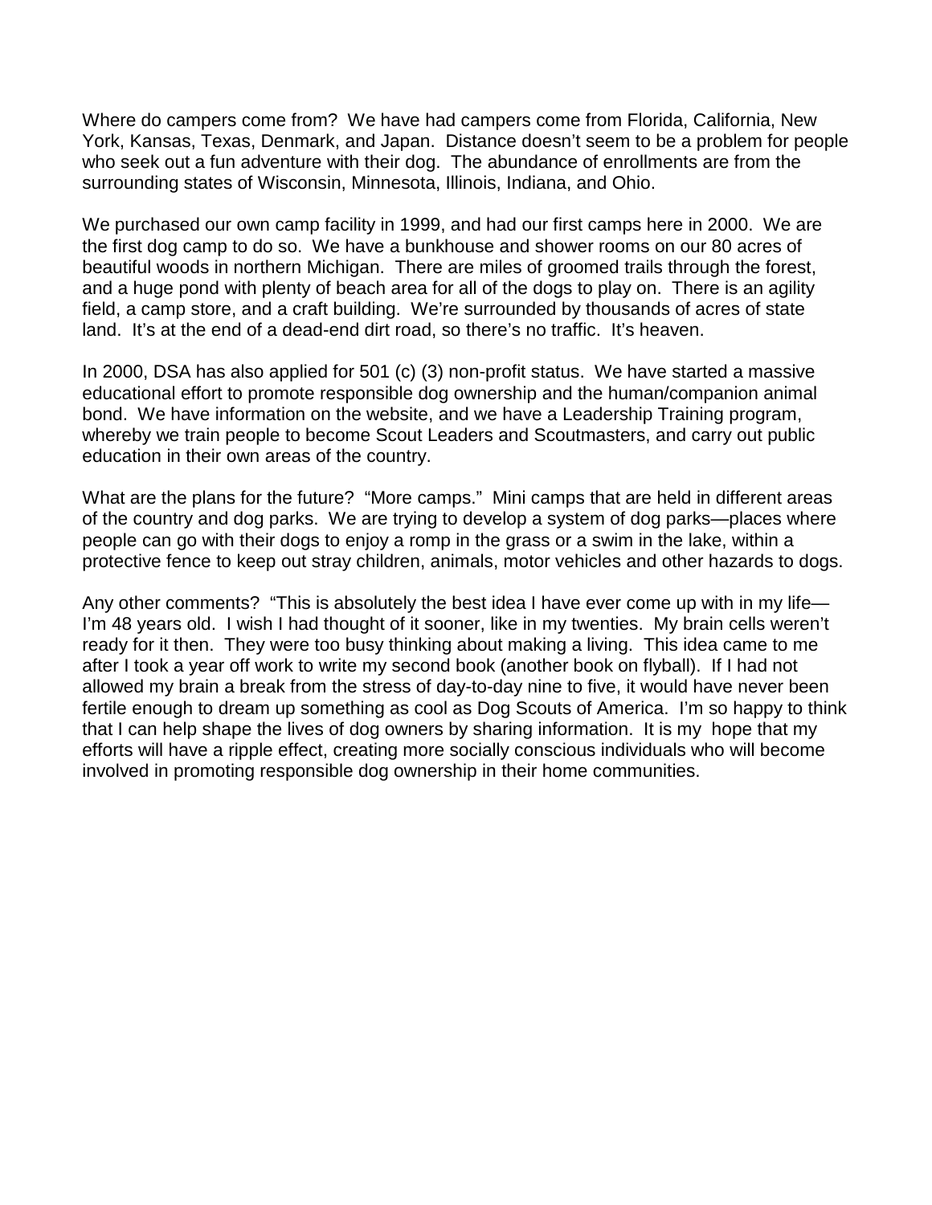Where do campers come from? We have had campers come from Florida, California, New York, Kansas, Texas, Denmark, and Japan. Distance doesn't seem to be a problem for people who seek out a fun adventure with their dog. The abundance of enrollments are from the surrounding states of Wisconsin, Minnesota, Illinois, Indiana, and Ohio.

We purchased our own camp facility in 1999, and had our first camps here in 2000. We are the first dog camp to do so. We have a bunkhouse and shower rooms on our 80 acres of beautiful woods in northern Michigan. There are miles of groomed trails through the forest, and a huge pond with plenty of beach area for all of the dogs to play on. There is an agility field, a camp store, and a craft building. We're surrounded by thousands of acres of state land. It's at the end of a dead-end dirt road, so there's no traffic. It's heaven.

In 2000, DSA has also applied for 501 (c) (3) non-profit status. We have started a massive educational effort to promote responsible dog ownership and the human/companion animal bond. We have information on the website, and we have a Leadership Training program, whereby we train people to become Scout Leaders and Scoutmasters, and carry out public education in their own areas of the country.

What are the plans for the future? "More camps." Mini camps that are held in different areas of the country and dog parks. We are trying to develop a system of dog parks—places where people can go with their dogs to enjoy a romp in the grass or a swim in the lake, within a protective fence to keep out stray children, animals, motor vehicles and other hazards to dogs.

Any other comments? "This is absolutely the best idea I have ever come up with in my life—I'm 48 years old. I wish I had thought of it sooner, like in my twenties. My brain cells weren't ready for it then. They were too busy thinking about making a living. This idea came to me after I took a year off work to write my second book (another book on flyball). If I had not allowed my brain a break from the stress of day-to-day nine to five, it would have never been fertile enough to dream up something as cool as Dog Scouts of America. I'm so happy to think that I can help shape the lives of dog owners by sharing information. It is my hope that my efforts will have a ripple effect, creating more socially conscious individuals who will become involved in promoting responsible dog ownership in their home communities.